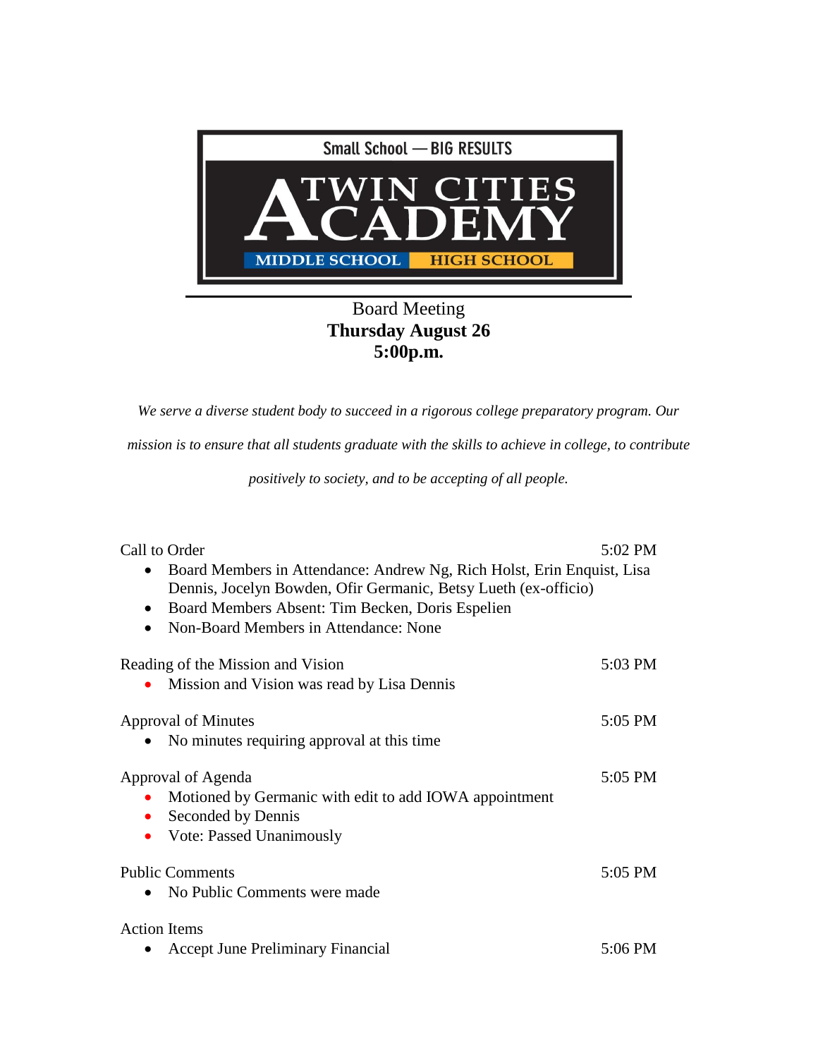Small School — BIG RESULTS

# TWIN CITIES ACADEMY

MIDDLE SCHOOL HIGH SCHOOL

---

Board Meeting
**Thursday August 26**
**5:00p.m.**

*We serve a diverse student body to succeed in a rigorous college preparatory program. Our mission is to ensure that all students graduate with the skills to achieve in college, to contribute positively to society, and to be accepting of all people.*

Call to Order — 5:02 PM

- Board Members in Attendance: Andrew Ng, Rich Holst, Erin Enquist, Lisa Dennis, Jocelyn Bowden, Ofir Germanic, Betsy Lueth (ex-officio)
- Board Members Absent: Tim Becken, Doris Espelien
- Non-Board Members in Attendance: None

Reading of the Mission and Vision — 5:03 PM

- Mission and Vision was read by Lisa Dennis

Approval of Minutes — 5:05 PM

- No minutes requiring approval at this time

Approval of Agenda — 5:05 PM

- Motioned by Germanic with edit to add IOWA appointment
- Seconded by Dennis
- Vote: Passed Unanimously

Public Comments — 5:05 PM

- No Public Comments were made

Action Items

- Accept June Preliminary Financial — 5:06 PM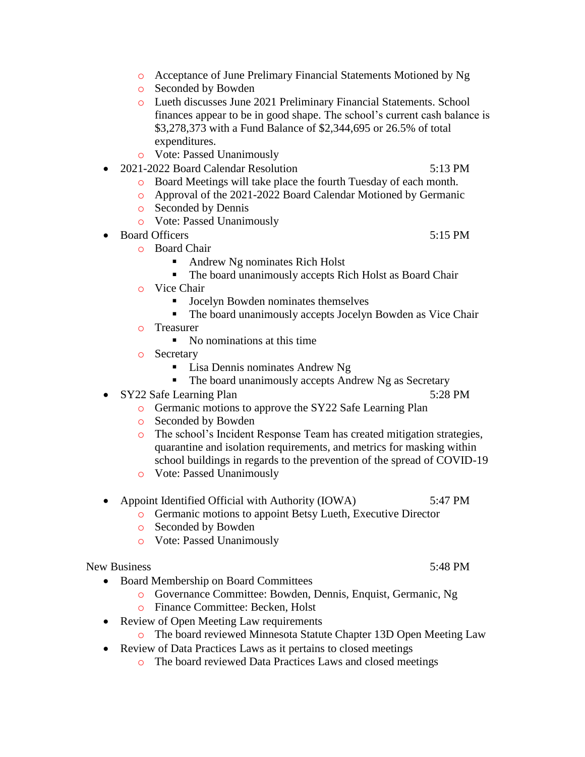- Acceptance of June Prelimary Financial Statements Motioned by Ng
    - Seconded by Bowden
    - Lueth discusses June 2021 Preliminary Financial Statements. School finances appear to be in good shape. The school's current cash balance is $3,278,373 with a Fund Balance of $2,344,695 or 26.5% of total expenditures.
    - Vote: Passed Unanimously
- 2021-2022 Board Calendar Resolution 5:13 PM
    - Board Meetings will take place the fourth Tuesday of each month.
    - Approval of the 2021-2022 Board Calendar Motioned by Germanic
    - Seconded by Dennis
    - Vote: Passed Unanimously
- Board Officers 5:15 PM
    - Board Chair
        - Andrew Ng nominates Rich Holst
        - The board unanimously accepts Rich Holst as Board Chair
    - Vice Chair
        - Jocelyn Bowden nominates themselves
        - The board unanimously accepts Jocelyn Bowden as Vice Chair
    - Treasurer
        - No nominations at this time
    - Secretary
        - Lisa Dennis nominates Andrew Ng
        - The board unanimously accepts Andrew Ng as Secretary
- SY22 Safe Learning Plan 5:28 PM
    - Germanic motions to approve the SY22 Safe Learning Plan
    - Seconded by Bowden
    - The school's Incident Response Team has created mitigation strategies, quarantine and isolation requirements, and metrics for masking within school buildings in regards to the prevention of the spread of COVID-19
    - Vote: Passed Unanimously

- Appoint Identified Official with Authority (IOWA) 5:47 PM
    - Germanic motions to appoint Betsy Lueth, Executive Director
    - Seconded by Bowden
    - Vote: Passed Unanimously

New Business 5:48 PM

- Board Membership on Board Committees
    - Governance Committee: Bowden, Dennis, Enquist, Germanic, Ng
    - Finance Committee: Becken, Holst
- Review of Open Meeting Law requirements
    - The board reviewed Minnesota Statute Chapter 13D Open Meeting Law
- Review of Data Practices Laws as it pertains to closed meetings
    - The board reviewed Data Practices Laws and closed meetings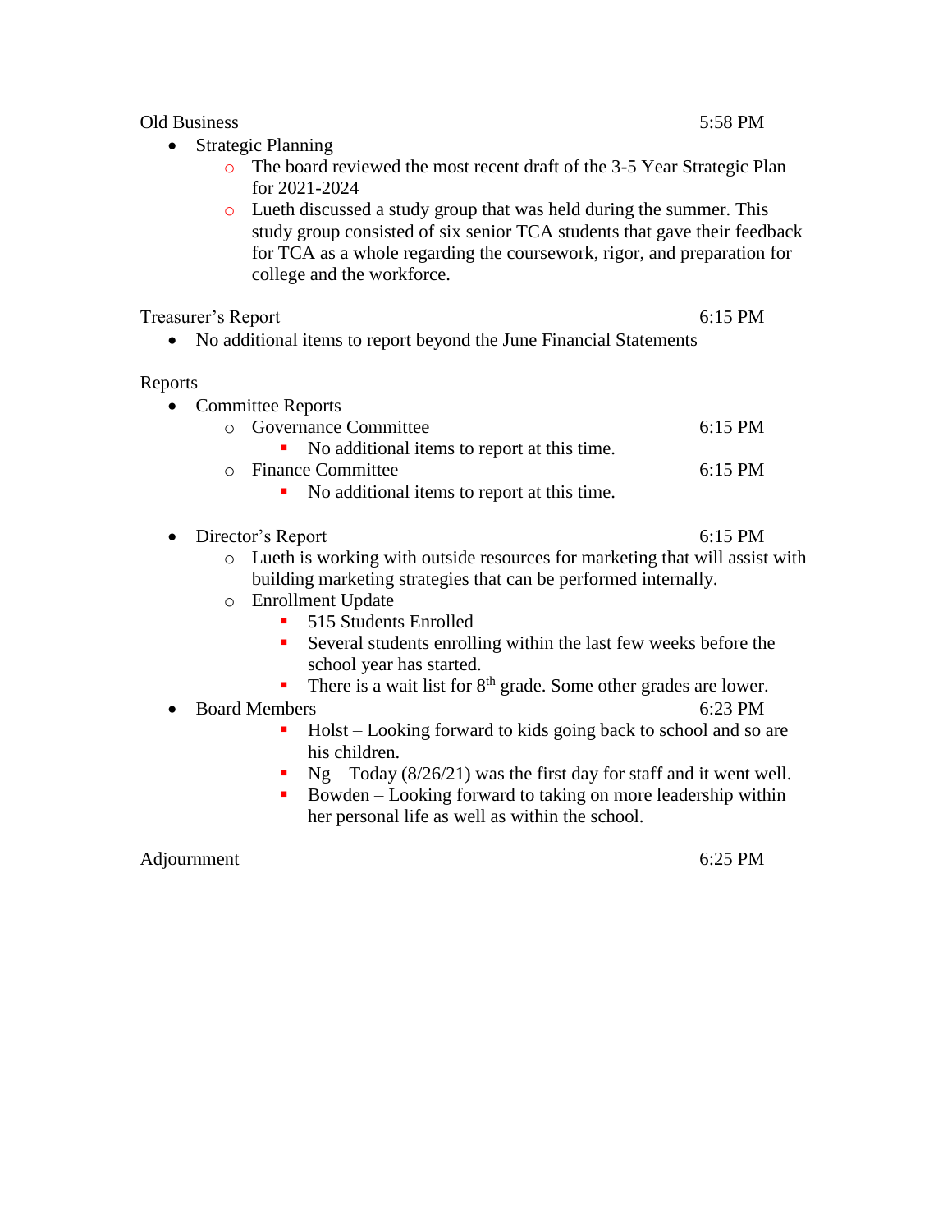Old Business 5:58 PM

- Strategic Planning
  - The board reviewed the most recent draft of the 3-5 Year Strategic Plan for 2021-2024
  - Lueth discussed a study group that was held during the summer. This study group consisted of six senior TCA students that gave their feedback for TCA as a whole regarding the coursework, rigor, and preparation for college and the workforce.

Treasurer's Report 6:15 PM

- No additional items to report beyond the June Financial Statements

Reports

- Committee Reports
  - Governance Committee 6:15 PM
    - No additional items to report at this time.
  - Finance Committee 6:15 PM
    - No additional items to report at this time.

- Director's Report 6:15 PM
  - Lueth is working with outside resources for marketing that will assist with building marketing strategies that can be performed internally.
  - Enrollment Update
    - 515 Students Enrolled
    - Several students enrolling within the last few weeks before the school year has started.
    - There is a wait list for 8th grade. Some other grades are lower.
- Board Members 6:23 PM
    - Holst – Looking forward to kids going back to school and so are his children.
    - Ng – Today (8/26/21) was the first day for staff and it went well.
    - Bowden – Looking forward to taking on more leadership within her personal life as well as within the school.

Adjournment 6:25 PM